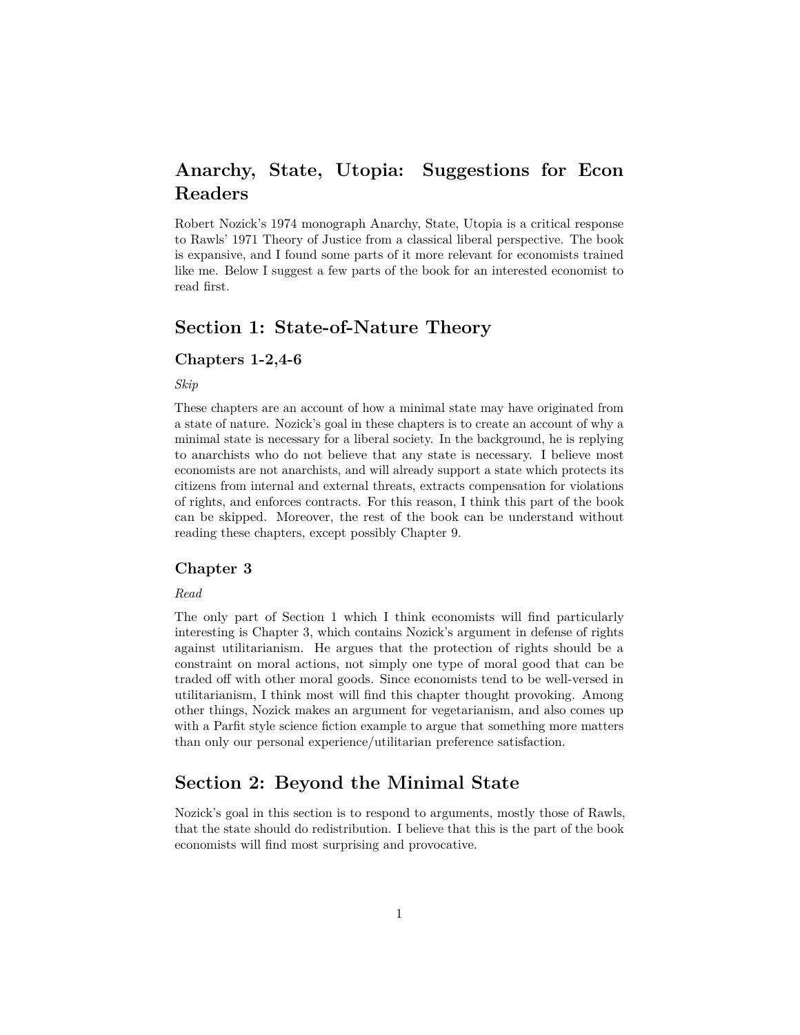# Anarchy, State, Utopia: Suggestions for Econ Readers

Robert Nozick's 1974 monograph Anarchy, State, Utopia is a critical response to Rawls' 1971 Theory of Justice from a classical liberal perspective. The book is expansive, and I found some parts of it more relevant for economists trained like me. Below I suggest a few parts of the book for an interested economist to read first.

## Section 1: State-of-Nature Theory

### Chapters 1-2,4-6

*Skip*

These chapters are an account of how a minimal state may have originated from a state of nature. Nozick's goal in these chapters is to create an account of why a minimal state is necessary for a liberal society. In the background, he is replying to anarchists who do not believe that any state is necessary. I believe most economists are not anarchists, and will already support a state which protects its citizens from internal and external threats, extracts compensation for violations of rights, and enforces contracts. For this reason, I think this part of the book can be skipped. Moreover, the rest of the book can be understand without reading these chapters, except possibly Chapter 9.

### Chapter 3

*Read*

The only part of Section 1 which I think economists will find particularly interesting is Chapter 3, which contains Nozick's argument in defense of rights against utilitarianism. He argues that the protection of rights should be a constraint on moral actions, not simply one type of moral good that can be traded off with other moral goods. Since economists tend to be well-versed in utilitarianism, I think most will find this chapter thought provoking. Among other things, Nozick makes an argument for vegetarianism, and also comes up with a Parfit style science fiction example to argue that something more matters than only our personal experience/utilitarian preference satisfaction.

## Section 2: Beyond the Minimal State

Nozick's goal in this section is to respond to arguments, mostly those of Rawls, that the state should do redistribution. I believe that this is the part of the book economists will find most surprising and provocative.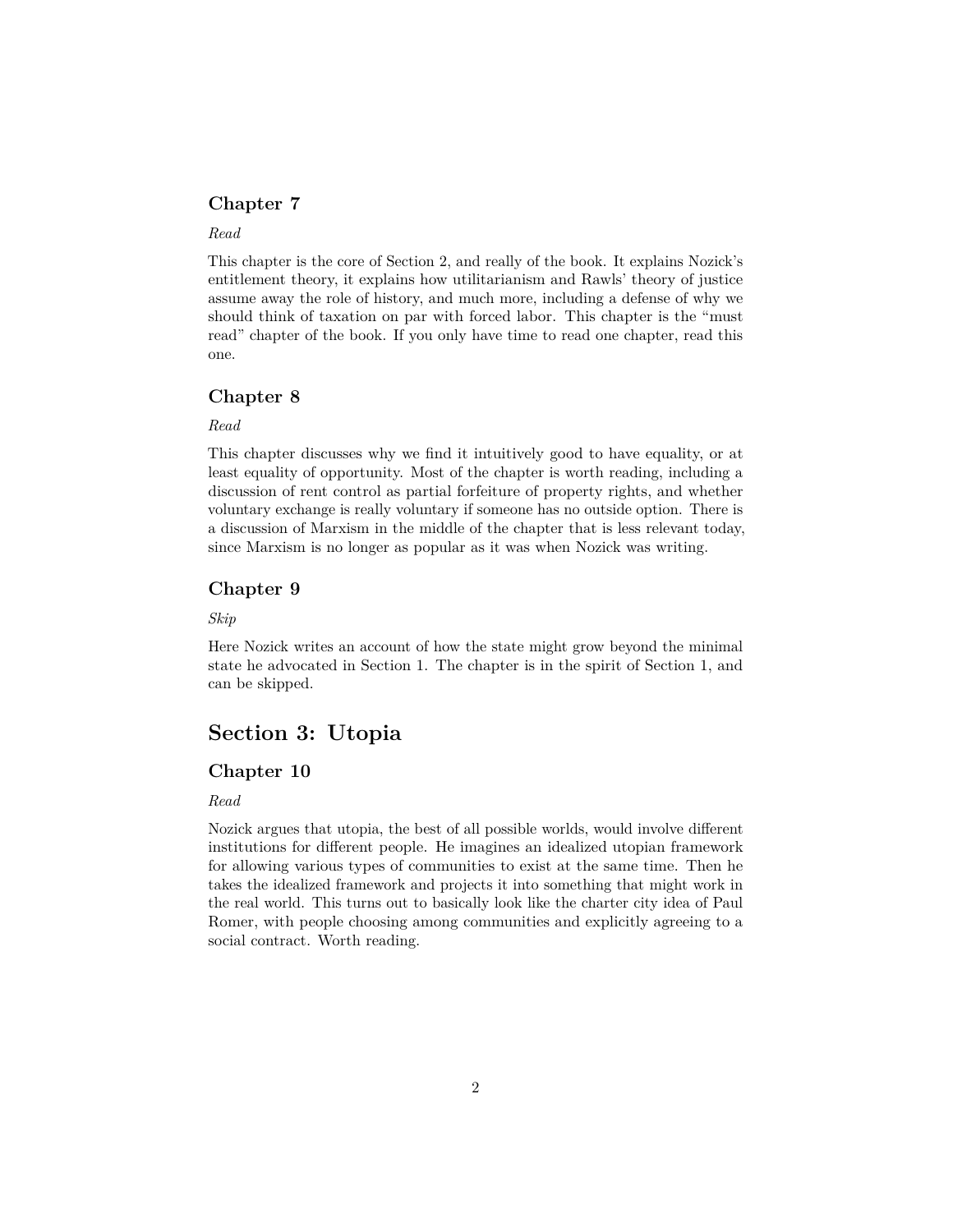### Chapter 7

*Read*

This chapter is the core of Section 2, and really of the book. It explains Nozick's entitlement theory, it explains how utilitarianism and Rawls' theory of justice assume away the role of history, and much more, including a defense of why we should think of taxation on par with forced labor. This chapter is the "must read" chapter of the book. If you only have time to read one chapter, read this one.

### Chapter 8

*Read*

This chapter discusses why we find it intuitively good to have equality, or at least equality of opportunity. Most of the chapter is worth reading, including a discussion of rent control as partial forfeiture of property rights, and whether voluntary exchange is really voluntary if someone has no outside option. There is a discussion of Marxism in the middle of the chapter that is less relevant today, since Marxism is no longer as popular as it was when Nozick was writing.

### Chapter 9

*Skip*

Here Nozick writes an account of how the state might grow beyond the minimal state he advocated in Section 1. The chapter is in the spirit of Section 1, and can be skipped.

## Section 3: Utopia

### Chapter 10

*Read*

Nozick argues that utopia, the best of all possible worlds, would involve different institutions for different people. He imagines an idealized utopian framework for allowing various types of communities to exist at the same time. Then he takes the idealized framework and projects it into something that might work in the real world. This turns out to basically look like the charter city idea of Paul Romer, with people choosing among communities and explicitly agreeing to a social contract. Worth reading.